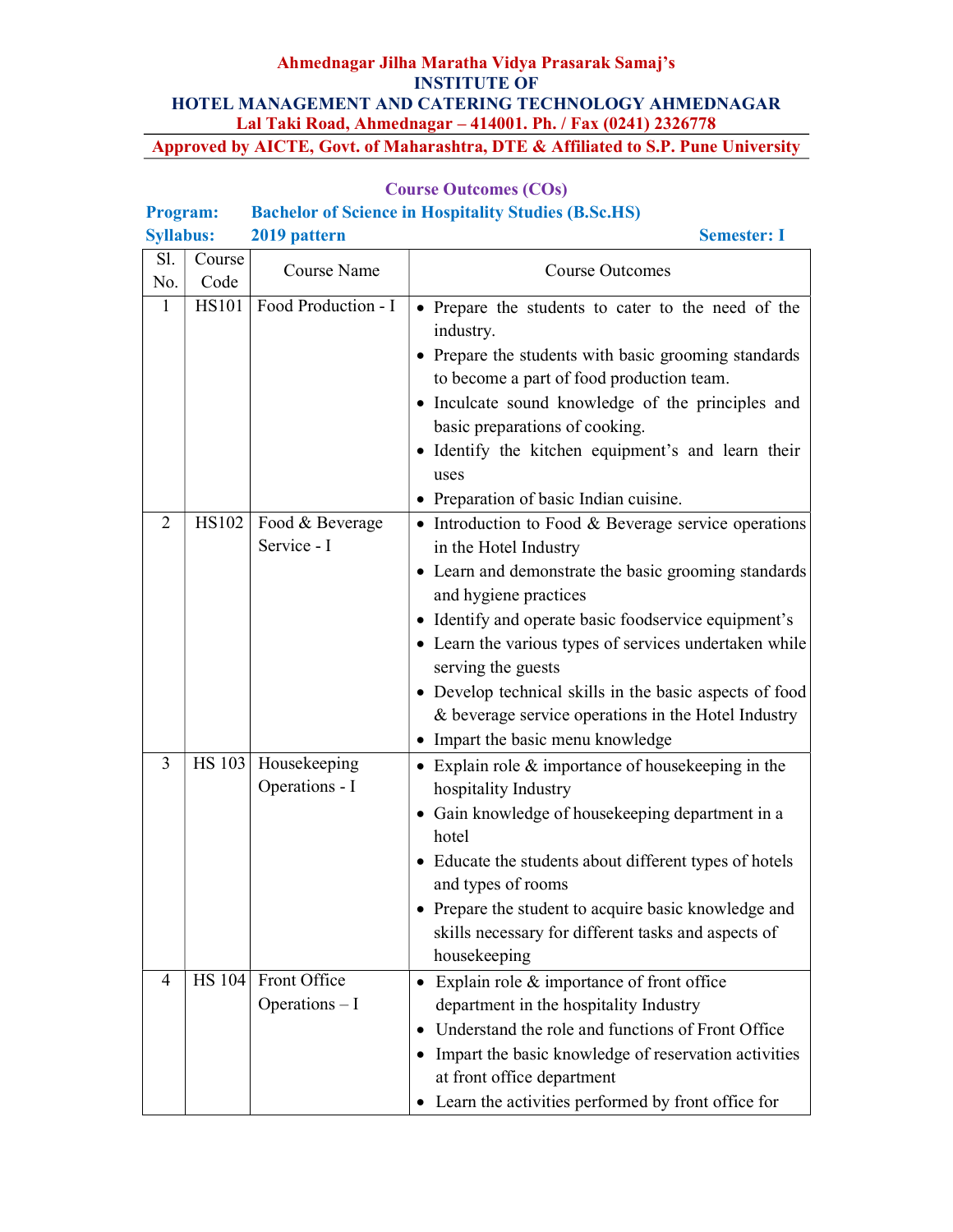**Ahmednagar Jilha Maratha Vidya Prasarak Samaj's**
**INSTITUTE OF**
**HOTEL MANAGEMENT AND CATERING TECHNOLOGY AHMEDNAGAR**
**Lal Taki Road, Ahmednagar – 414001. Ph. / Fax (0241) 2326778**

**Approved by AICTE, Govt. of Maharashtra, DTE & Affiliated to S.P. Pune University**

## Course Outcomes (COs)

**Program:** **Bachelor of Science in Hospitality Studies (B.Sc.HS)**
**Syllabus:** **2019 pattern** **Semester: I**

| Sl. No. | Course Code | Course Name | Course Outcomes |
|---|---|---|---|
| 1 | HS101 | Food Production - I | • Prepare the students to cater to the need of the industry.<br>• Prepare the students with basic grooming standards to become a part of food production team.<br>• Inculcate sound knowledge of the principles and basic preparations of cooking.<br>• Identify the kitchen equipment's and learn their uses<br>• Preparation of basic Indian cuisine. |
| 2 | HS102 | Food & Beverage Service - I | • Introduction to Food & Beverage service operations in the Hotel Industry<br>• Learn and demonstrate the basic grooming standards and hygiene practices<br>• Identify and operate basic foodservice equipment's<br>• Learn the various types of services undertaken while serving the guests<br>• Develop technical skills in the basic aspects of food & beverage service operations in the Hotel Industry<br>• Impart the basic menu knowledge |
| 3 | HS 103 | Housekeeping Operations - I | • Explain role & importance of housekeeping in the hospitality Industry<br>• Gain knowledge of housekeeping department in a hotel<br>• Educate the students about different types of hotels and types of rooms<br>• Prepare the student to acquire basic knowledge and skills necessary for different tasks and aspects of housekeeping |
| 4 | HS 104 | Front Office Operations – I | • Explain role & importance of front office department in the hospitality Industry<br>• Understand the role and functions of Front Office<br>• Impart the basic knowledge of reservation activities at front office department<br>• Learn the activities performed by front office for |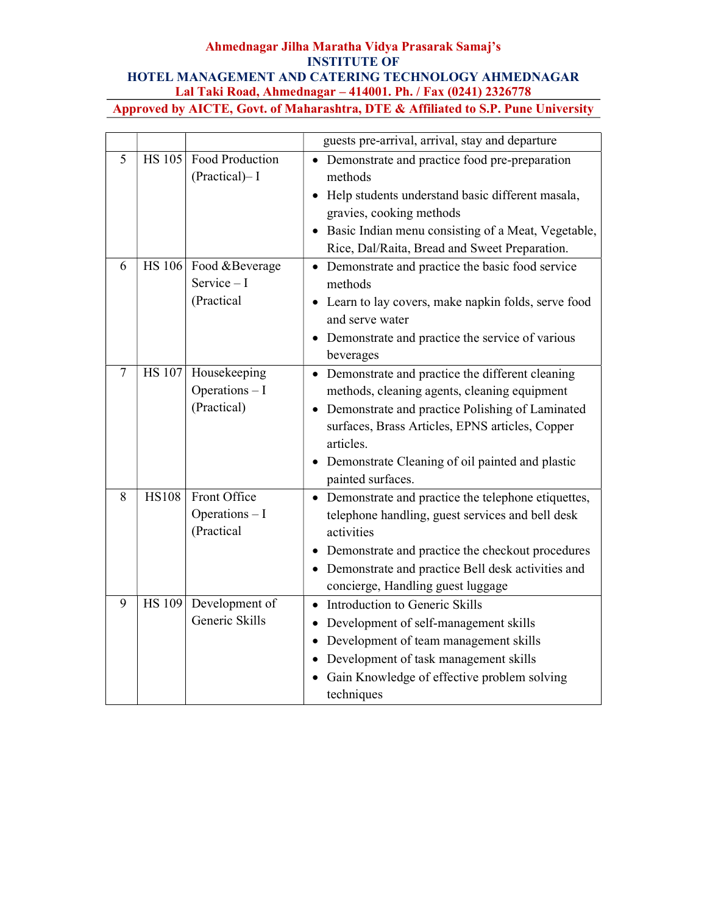| | | | |
|---|---|---|---|
| | | | guests pre-arrival, arrival, stay and departure |
| 5 | HS 105 | Food Production (Practical)– I | • Demonstrate and practice food pre-preparation methods<br>• Help students understand basic different masala, gravies, cooking methods<br>• Basic Indian menu consisting of a Meat, Vegetable, Rice, Dal/Raita, Bread and Sweet Preparation. |
| 6 | HS 106 | Food &Beverage Service – I (Practical | • Demonstrate and practice the basic food service methods<br>• Learn to lay covers, make napkin folds, serve food and serve water<br>• Demonstrate and practice the service of various beverages |
| 7 | HS 107 | Housekeeping Operations – I (Practical) | • Demonstrate and practice the different cleaning methods, cleaning agents, cleaning equipment<br>• Demonstrate and practice Polishing of Laminated surfaces, Brass Articles, EPNS articles, Copper articles.<br>• Demonstrate Cleaning of oil painted and plastic painted surfaces. |
| 8 | HS108 | Front Office Operations – I (Practical | • Demonstrate and practice the telephone etiquettes, telephone handling, guest services and bell desk activities<br>• Demonstrate and practice the checkout procedures<br>• Demonstrate and practice Bell desk activities and concierge, Handling guest luggage |
| 9 | HS 109 | Development of Generic Skills | • Introduction to Generic Skills<br>• Development of self-management skills<br>• Development of team management skills<br>• Development of task management skills<br>• Gain Knowledge of effective problem solving techniques |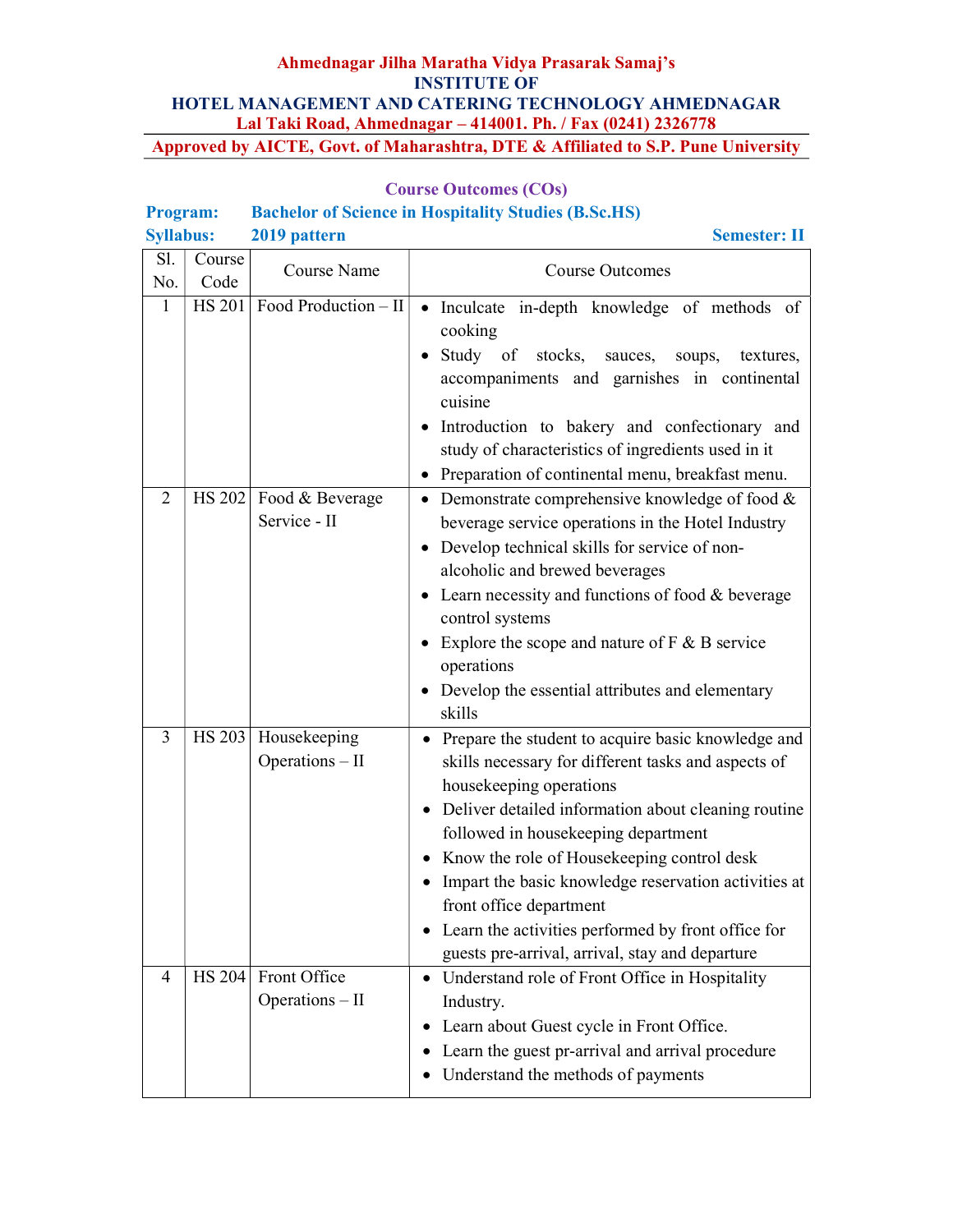**Ahmednagar Jilha Maratha Vidya Prasarak Samaj's**
**INSTITUTE OF**
**HOTEL MANAGEMENT AND CATERING TECHNOLOGY AHMEDNAGAR**
**Lal Taki Road, Ahmednagar – 414001. Ph. / Fax (0241) 2326778**
**Approved by AICTE, Govt. of Maharashtra, DTE & Affiliated to S.P. Pune University**

## Course Outcomes (COs)

**Program:** **Bachelor of Science in Hospitality Studies (B.Sc.HS)**
**Syllabus:** **2019 pattern** **Semester: II**

| Sl. No. | Course Code | Course Name | Course Outcomes |
|---|---|---|---|
| 1 | HS 201 | Food Production – II | • Inculcate in-depth knowledge of methods of cooking<br>• Study of stocks, sauces, soups, textures, accompaniments and garnishes in continental cuisine<br>• Introduction to bakery and confectionary and study of characteristics of ingredients used in it<br>• Preparation of continental menu, breakfast menu. |
| 2 | HS 202 | Food & Beverage Service - II | • Demonstrate comprehensive knowledge of food & beverage service operations in the Hotel Industry<br>• Develop technical skills for service of non-alcoholic and brewed beverages<br>• Learn necessity and functions of food & beverage control systems<br>• Explore the scope and nature of F & B service operations<br>• Develop the essential attributes and elementary skills |
| 3 | HS 203 | Housekeeping Operations – II | • Prepare the student to acquire basic knowledge and skills necessary for different tasks and aspects of housekeeping operations<br>• Deliver detailed information about cleaning routine followed in housekeeping department<br>• Know the role of Housekeeping control desk<br>• Impart the basic knowledge reservation activities at front office department<br>• Learn the activities performed by front office for guests pre-arrival, arrival, stay and departure |
| 4 | HS 204 | Front Office Operations – II | • Understand role of Front Office in Hospitality Industry.<br>• Learn about Guest cycle in Front Office.<br>• Learn the guest pr-arrival and arrival procedure<br>• Understand the methods of payments |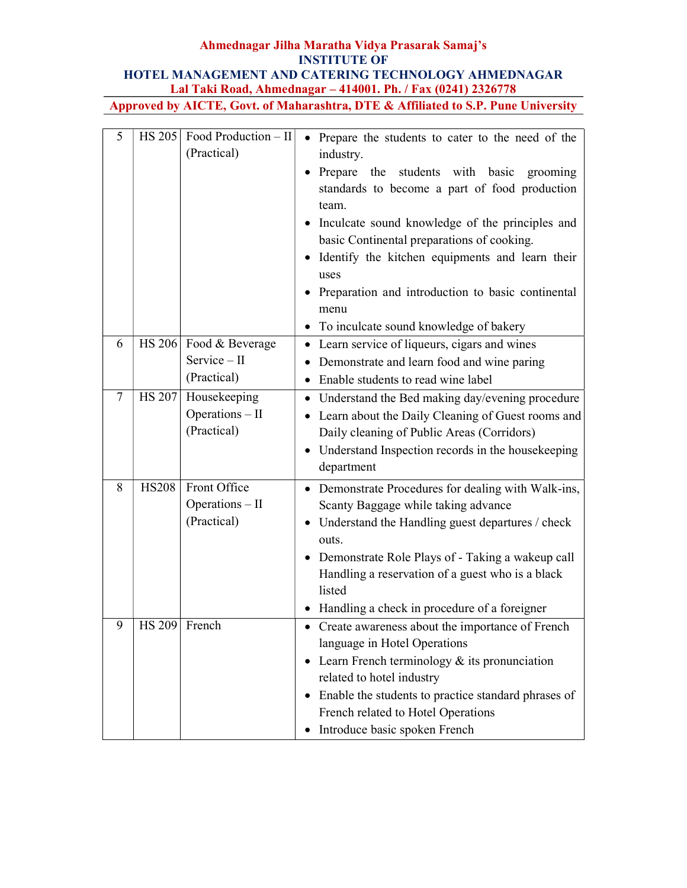| 5 | HS 205 | Food Production – II (Practical) | • Prepare the students to cater to the need of the industry.<br>• Prepare the students with basic grooming standards to become a part of food production team.<br>• Inculcate sound knowledge of the principles and basic Continental preparations of cooking.<br>• Identify the kitchen equipments and learn their uses<br>• Preparation and introduction to basic continental menu<br>• To inculcate sound knowledge of bakery |
|---|---|---|---|
| 6 | HS 206 | Food & Beverage Service – II (Practical) | • Learn service of liqueurs, cigars and wines<br>• Demonstrate and learn food and wine paring<br>• Enable students to read wine label |
| 7 | HS 207 | Housekeeping Operations – II (Practical) | • Understand the Bed making day/evening procedure<br>• Learn about the Daily Cleaning of Guest rooms and Daily cleaning of Public Areas (Corridors)<br>• Understand Inspection records in the housekeeping department |
| 8 | HS208 | Front Office Operations – II (Practical) | • Demonstrate Procedures for dealing with Walk-ins, Scanty Baggage while taking advance<br>• Understand the Handling guest departures / check outs.<br>• Demonstrate Role Plays of - Taking a wakeup call Handling a reservation of a guest who is a black listed<br>• Handling a check in procedure of a foreigner |
| 9 | HS 209 | French | • Create awareness about the importance of French language in Hotel Operations<br>• Learn French terminology & its pronunciation related to hotel industry<br>• Enable the students to practice standard phrases of French related to Hotel Operations<br>• Introduce basic spoken French |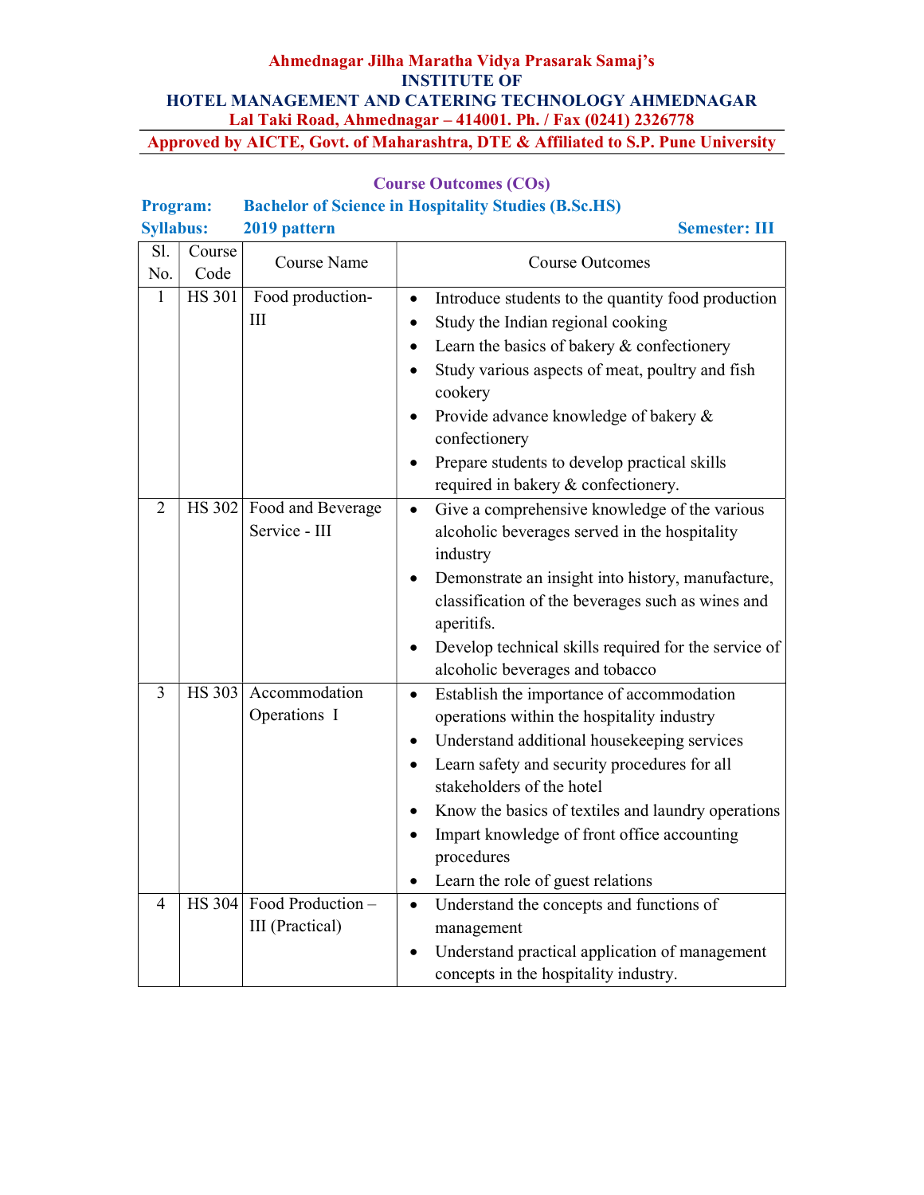**Ahmednagar Jilha Maratha Vidya Prasarak Samaj's**

**INSTITUTE OF**

**HOTEL MANAGEMENT AND CATERING TECHNOLOGY AHMEDNAGAR**

**Lal Taki Road, Ahmednagar – 414001. Ph. / Fax (0241) 2326778**

**Approved by AICTE, Govt. of Maharashtra, DTE & Affiliated to S.P. Pune University**

## Course Outcomes (COs)

**Program:** **Bachelor of Science in Hospitality Studies (B.Sc.HS)**

**Syllabus:** **2019 pattern** **Semester: III**

| Sl. No. | Course Code | Course Name | Course Outcomes |
|---|---|---|---|
| 1 | HS 301 | Food production-III | • Introduce students to the quantity food production<br>• Study the Indian regional cooking<br>• Learn the basics of bakery & confectionery<br>• Study various aspects of meat, poultry and fish cookery<br>• Provide advance knowledge of bakery & confectionery<br>• Prepare students to develop practical skills required in bakery & confectionery. |
| 2 | HS 302 | Food and Beverage Service - III | • Give a comprehensive knowledge of the various alcoholic beverages served in the hospitality industry<br>• Demonstrate an insight into history, manufacture, classification of the beverages such as wines and aperitifs.<br>• Develop technical skills required for the service of alcoholic beverages and tobacco |
| 3 | HS 303 | Accommodation Operations I | • Establish the importance of accommodation operations within the hospitality industry<br>• Understand additional housekeeping services<br>• Learn safety and security procedures for all stakeholders of the hotel<br>• Know the basics of textiles and laundry operations<br>• Impart knowledge of front office accounting procedures<br>• Learn the role of guest relations |
| 4 | HS 304 | Food Production – III (Practical) | • Understand the concepts and functions of management<br>• Understand practical application of management concepts in the hospitality industry. |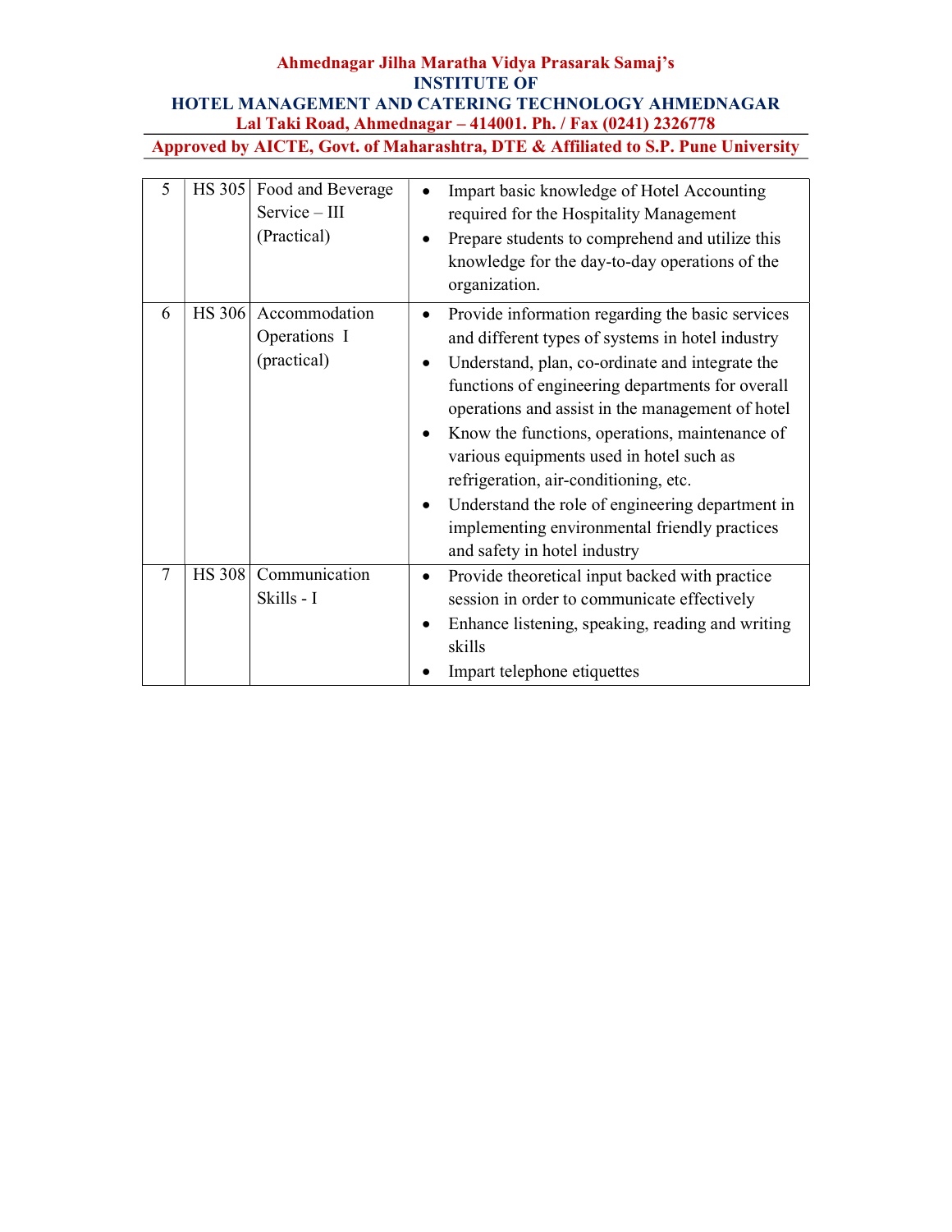| 5 | HS 305 | Food and Beverage Service – III (Practical) | • Impart basic knowledge of Hotel Accounting required for the Hospitality Management<br>• Prepare students to comprehend and utilize this knowledge for the day-to-day operations of the organization. |
|---|---|---|---|
| 6 | HS 306 | Accommodation Operations I (practical) | • Provide information regarding the basic services and different types of systems in hotel industry<br>• Understand, plan, co-ordinate and integrate the functions of engineering departments for overall operations and assist in the management of hotel<br>• Know the functions, operations, maintenance of various equipments used in hotel such as refrigeration, air-conditioning, etc.<br>• Understand the role of engineering department in implementing environmental friendly practices and safety in hotel industry |
| 7 | HS 308 | Communication Skills - I | • Provide theoretical input backed with practice session in order to communicate effectively<br>• Enhance listening, speaking, reading and writing skills<br>• Impart telephone etiquettes |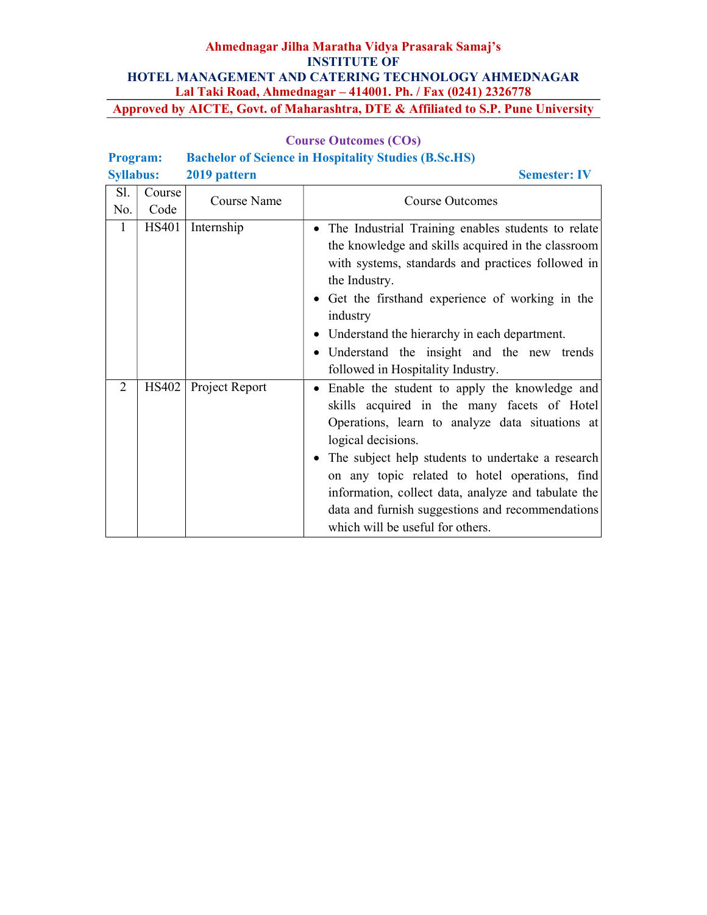**Ahmednagar Jilha Maratha Vidya Prasarak Samaj's**

**INSTITUTE OF**

**HOTEL MANAGEMENT AND CATERING TECHNOLOGY AHMEDNAGAR**

**Lal Taki Road, Ahmednagar – 414001. Ph. / Fax (0241) 2326778**

**Approved by AICTE, Govt. of Maharashtra, DTE & Affiliated to S.P. Pune University**

## Course Outcomes (COs)

**Program:** **Bachelor of Science in Hospitality Studies (B.Sc.HS)**

**Syllabus:** **2019 pattern** **Semester: IV**

| Sl. No. | Course Code | Course Name | Course Outcomes |
|---|---|---|---|
| 1 | HS401 | Internship | • The Industrial Training enables students to relate the knowledge and skills acquired in the classroom with systems, standards and practices followed in the Industry.<br>• Get the firsthand experience of working in the industry<br>• Understand the hierarchy in each department.<br>• Understand the insight and the new trends followed in Hospitality Industry. |
| 2 | HS402 | Project Report | • Enable the student to apply the knowledge and skills acquired in the many facets of Hotel Operations, learn to analyze data situations at logical decisions.<br>• The subject help students to undertake a research on any topic related to hotel operations, find information, collect data, analyze and tabulate the data and furnish suggestions and recommendations which will be useful for others. |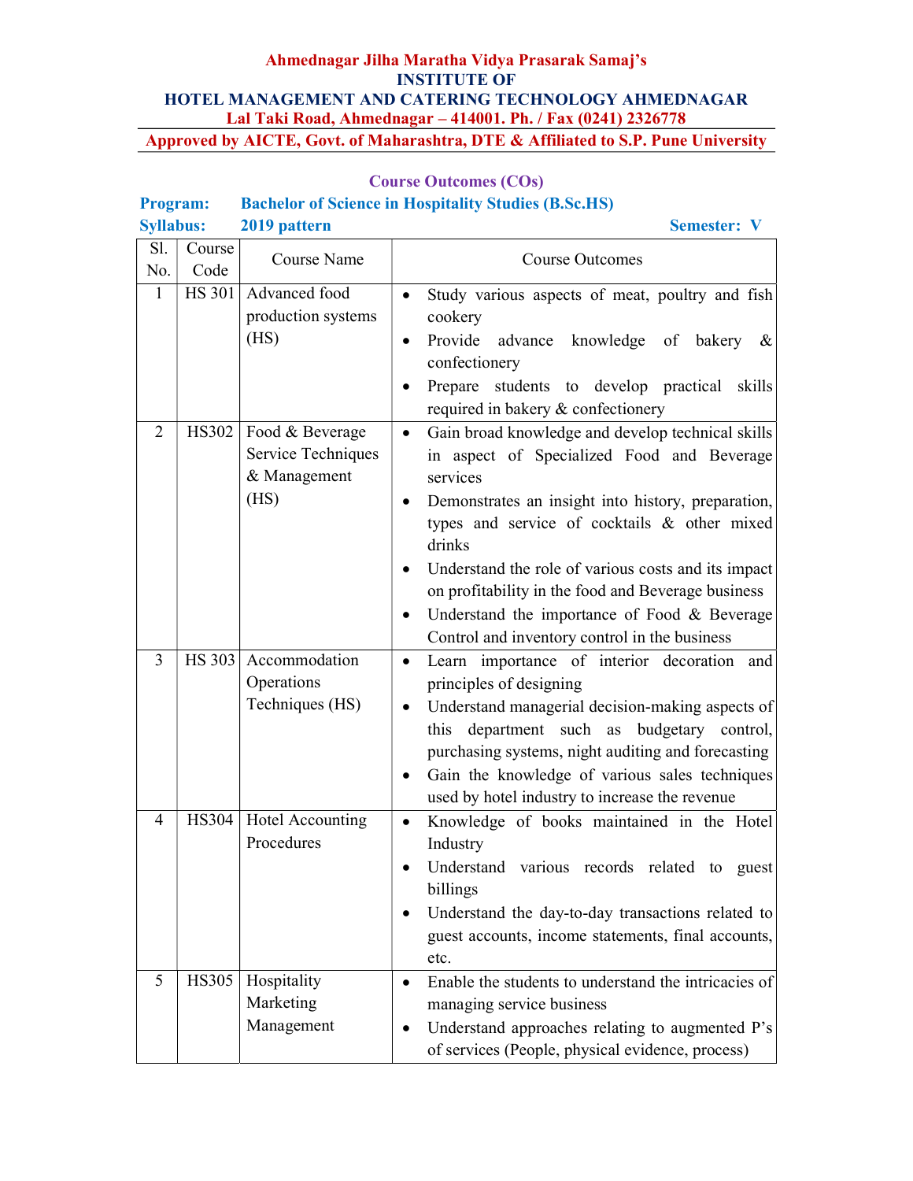**Ahmednagar Jilha Maratha Vidya Prasarak Samaj's**
**INSTITUTE OF**
**HOTEL MANAGEMENT AND CATERING TECHNOLOGY AHMEDNAGAR**
**Lal Taki Road, Ahmednagar – 414001. Ph. / Fax (0241) 2326778**
**Approved by AICTE, Govt. of Maharashtra, DTE & Affiliated to S.P. Pune University**

## Course Outcomes (COs)

**Program:** **Bachelor of Science in Hospitality Studies (B.Sc.HS)**
**Syllabus:** **2019 pattern** **Semester: V**

| Sl. No. | Course Code | Course Name | Course Outcomes |
|---|---|---|---|
| 1 | HS 301 | Advanced food production systems (HS) | • Study various aspects of meat, poultry and fish cookery<br>• Provide advance knowledge of bakery & confectionery<br>• Prepare students to develop practical skills required in bakery & confectionery |
| 2 | HS302 | Food & Beverage Service Techniques & Management (HS) | • Gain broad knowledge and develop technical skills in aspect of Specialized Food and Beverage services<br>• Demonstrates an insight into history, preparation, types and service of cocktails & other mixed drinks<br>• Understand the role of various costs and its impact on profitability in the food and Beverage business<br>• Understand the importance of Food & Beverage Control and inventory control in the business |
| 3 | HS 303 | Accommodation Operations Techniques (HS) | • Learn importance of interior decoration and principles of designing<br>• Understand managerial decision-making aspects of this department such as budgetary control, purchasing systems, night auditing and forecasting<br>• Gain the knowledge of various sales techniques used by hotel industry to increase the revenue |
| 4 | HS304 | Hotel Accounting Procedures | • Knowledge of books maintained in the Hotel Industry<br>• Understand various records related to guest billings<br>• Understand the day-to-day transactions related to guest accounts, income statements, final accounts, etc. |
| 5 | HS305 | Hospitality Marketing Management | • Enable the students to understand the intricacies of managing service business<br>• Understand approaches relating to augmented P's of services (People, physical evidence, process) |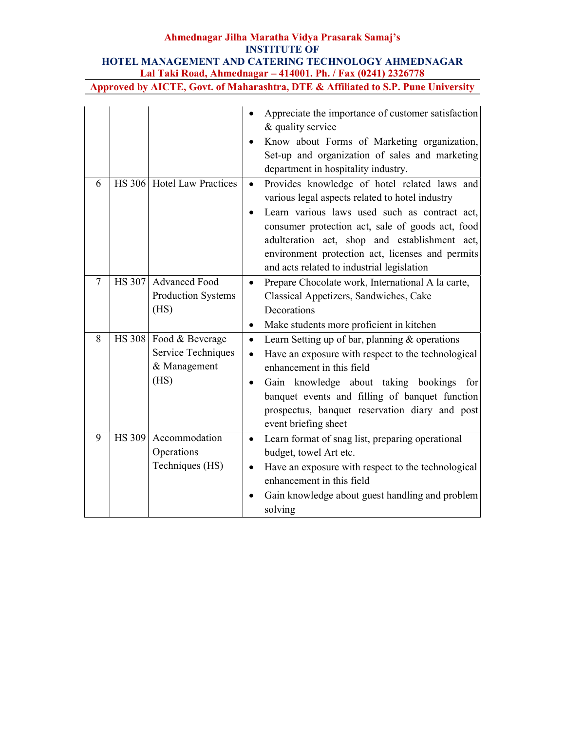|  |  |  |  |
|---|---|---|---|
|  |  |  | • Appreciate the importance of customer satisfaction & quality service<br>• Know about Forms of Marketing organization, Set-up and organization of sales and marketing department in hospitality industry. |
| 6 | HS 306 | Hotel Law Practices | • Provides knowledge of hotel related laws and various legal aspects related to hotel industry<br>• Learn various laws used such as contract act, consumer protection act, sale of goods act, food adulteration act, shop and establishment act, environment protection act, licenses and permits and acts related to industrial legislation |
| 7 | HS 307 | Advanced Food Production Systems (HS) | • Prepare Chocolate work, International A la carte, Classical Appetizers, Sandwiches, Cake Decorations<br>• Make students more proficient in kitchen |
| 8 | HS 308 | Food & Beverage Service Techniques & Management (HS) | • Learn Setting up of bar, planning & operations<br>• Have an exposure with respect to the technological enhancement in this field<br>• Gain knowledge about taking bookings for banquet events and filling of banquet function prospectus, banquet reservation diary and post event briefing sheet |
| 9 | HS 309 | Accommodation Operations Techniques (HS) | • Learn format of snag list, preparing operational budget, towel Art etc.<br>• Have an exposure with respect to the technological enhancement in this field<br>• Gain knowledge about guest handling and problem solving |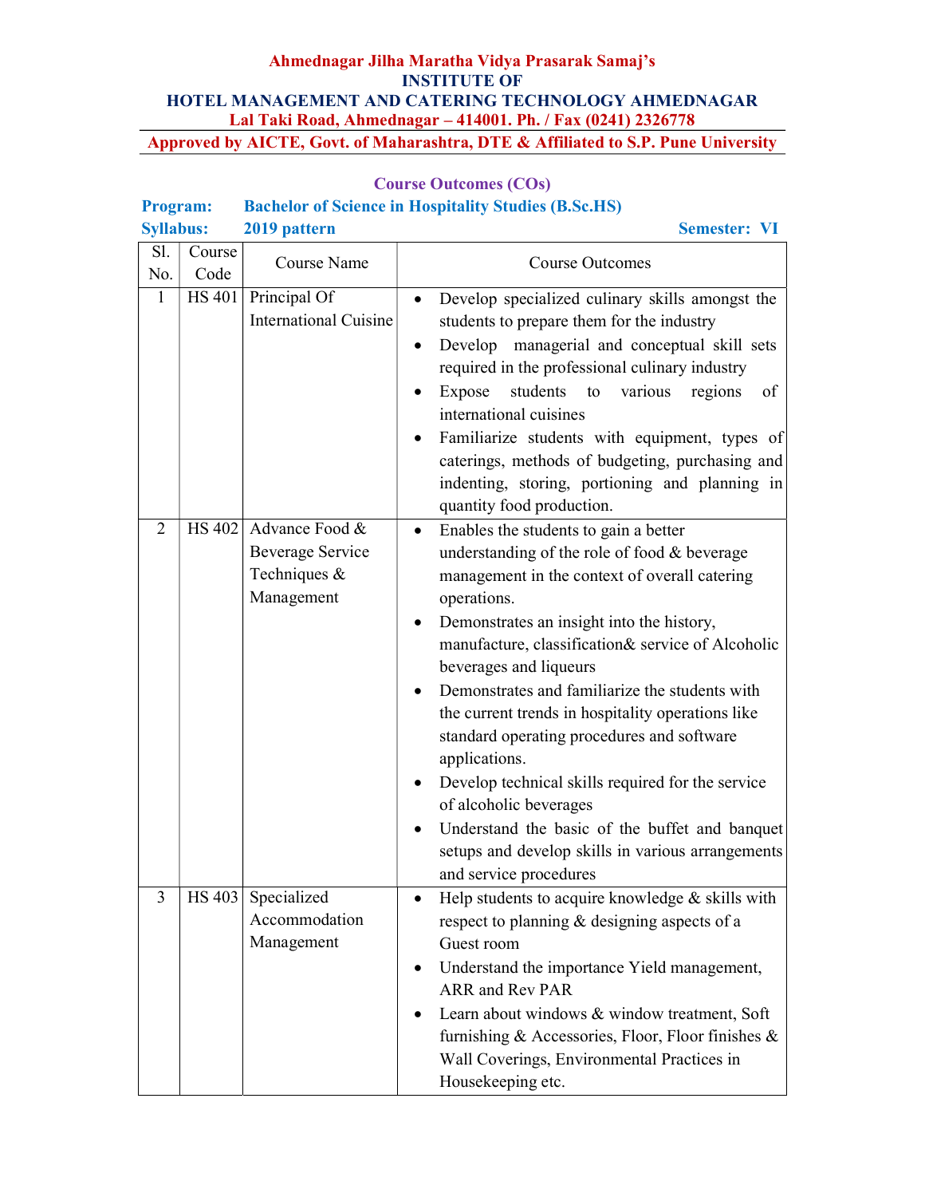**Ahmednagar Jilha Maratha Vidya Prasarak Samaj's**
**INSTITUTE OF**
**HOTEL MANAGEMENT AND CATERING TECHNOLOGY AHMEDNAGAR**
**Lal Taki Road, Ahmednagar – 414001. Ph. / Fax (0241) 2326778**
**Approved by AICTE, Govt. of Maharashtra, DTE & Affiliated to S.P. Pune University**

## Course Outcomes (COs)

**Program:** Bachelor of Science in Hospitality Studies (B.Sc.HS)
**Syllabus:** 2019 pattern **Semester:** VI

| Sl. No. | Course Code | Course Name | Course Outcomes |
|---|---|---|---|
| 1 | HS 401 | Principal Of International Cuisine | • Develop specialized culinary skills amongst the students to prepare them for the industry<br>• Develop managerial and conceptual skill sets required in the professional culinary industry<br>• Expose students to various regions of international cuisines<br>• Familiarize students with equipment, types of caterings, methods of budgeting, purchasing and indenting, storing, portioning and planning in quantity food production. |
| 2 | HS 402 | Advance Food & Beverage Service Techniques & Management | • Enables the students to gain a better understanding of the role of food & beverage management in the context of overall catering operations.<br>• Demonstrates an insight into the history, manufacture, classification& service of Alcoholic beverages and liqueurs<br>• Demonstrates and familiarize the students with the current trends in hospitality operations like standard operating procedures and software applications.<br>• Develop technical skills required for the service of alcoholic beverages<br>• Understand the basic of the buffet and banquet setups and develop skills in various arrangements and service procedures |
| 3 | HS 403 | Specialized Accommodation Management | • Help students to acquire knowledge & skills with respect to planning & designing aspects of a Guest room<br>• Understand the importance Yield management, ARR and Rev PAR<br>• Learn about windows & window treatment, Soft furnishing & Accessories, Floor, Floor finishes & Wall Coverings, Environmental Practices in Housekeeping etc. |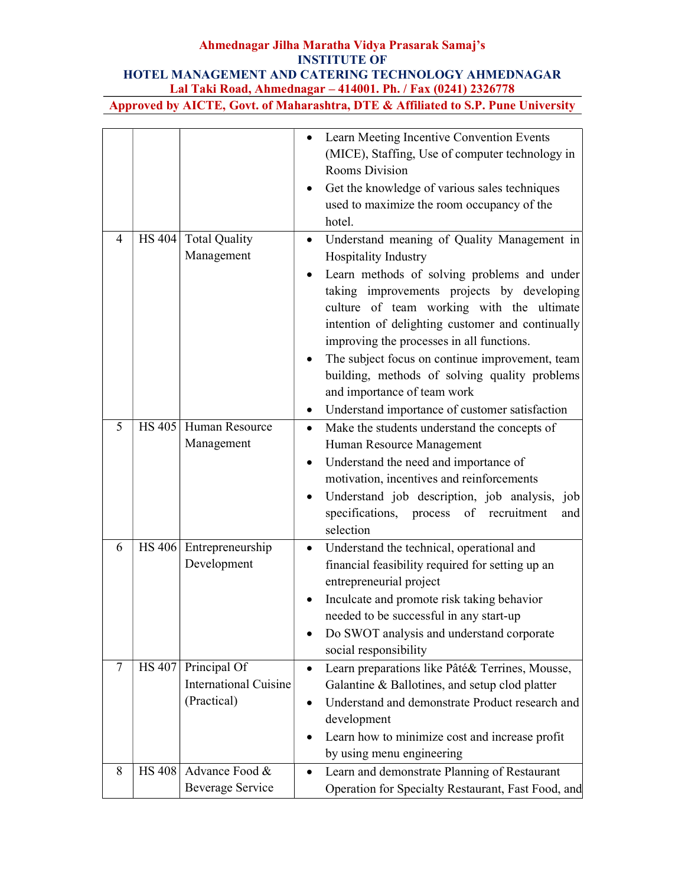| | | | |
|---|---|---|---|
| | | | • Learn Meeting Incentive Convention Events (MICE), Staffing, Use of computer technology in Rooms Division<br>• Get the knowledge of various sales techniques used to maximize the room occupancy of the hotel. |
| 4 | HS 404 | Total Quality Management | • Understand meaning of Quality Management in Hospitality Industry<br>• Learn methods of solving problems and under taking improvements projects by developing culture of team working with the ultimate intention of delighting customer and continually improving the processes in all functions.<br>• The subject focus on continue improvement, team building, methods of solving quality problems and importance of team work<br>• Understand importance of customer satisfaction |
| 5 | HS 405 | Human Resource Management | • Make the students understand the concepts of Human Resource Management<br>• Understand the need and importance of motivation, incentives and reinforcements<br>• Understand job description, job analysis, job specifications, process of recruitment and selection |
| 6 | HS 406 | Entrepreneurship Development | • Understand the technical, operational and financial feasibility required for setting up an entrepreneurial project<br>• Inculcate and promote risk taking behavior needed to be successful in any start-up<br>• Do SWOT analysis and understand corporate social responsibility |
| 7 | HS 407 | Principal Of International Cuisine (Practical) | • Learn preparations like Pâté& Terrines, Mousse, Galantine & Ballotines, and setup clod platter<br>• Understand and demonstrate Product research and development<br>• Learn how to minimize cost and increase profit by using menu engineering |
| 8 | HS 408 | Advance Food & Beverage Service | • Learn and demonstrate Planning of Restaurant Operation for Specialty Restaurant, Fast Food, and |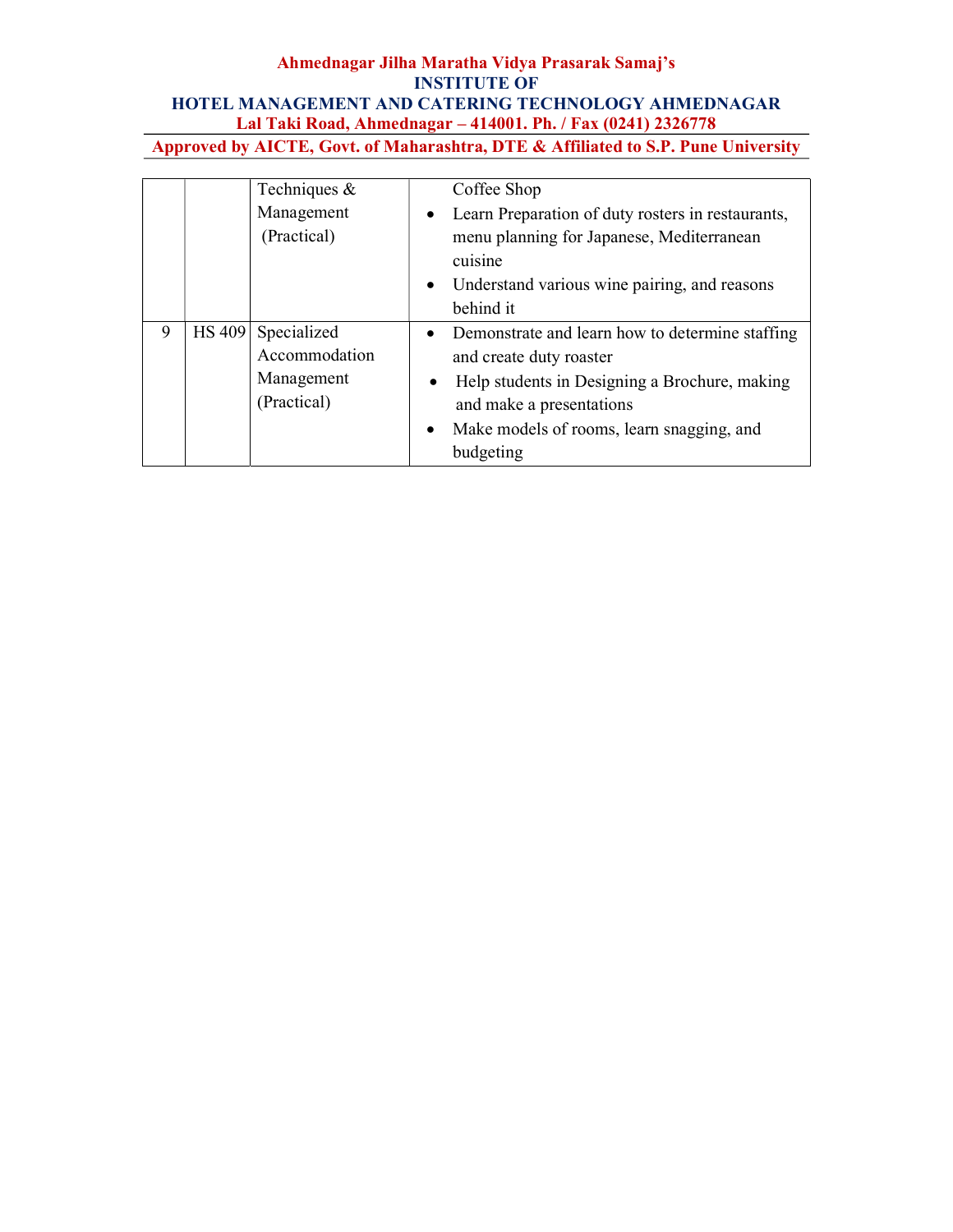| | | | |
|---|---|---|---|
| | | Techniques & Management (Practical) | Coffee Shop<br>• Learn Preparation of duty rosters in restaurants, menu planning for Japanese, Mediterranean cuisine<br>• Understand various wine pairing, and reasons behind it |
| 9 | HS 409 | Specialized Accommodation Management (Practical) | • Demonstrate and learn how to determine staffing and create duty roaster<br>• Help students in Designing a Brochure, making and make a presentations<br>• Make models of rooms, learn snagging, and budgeting |